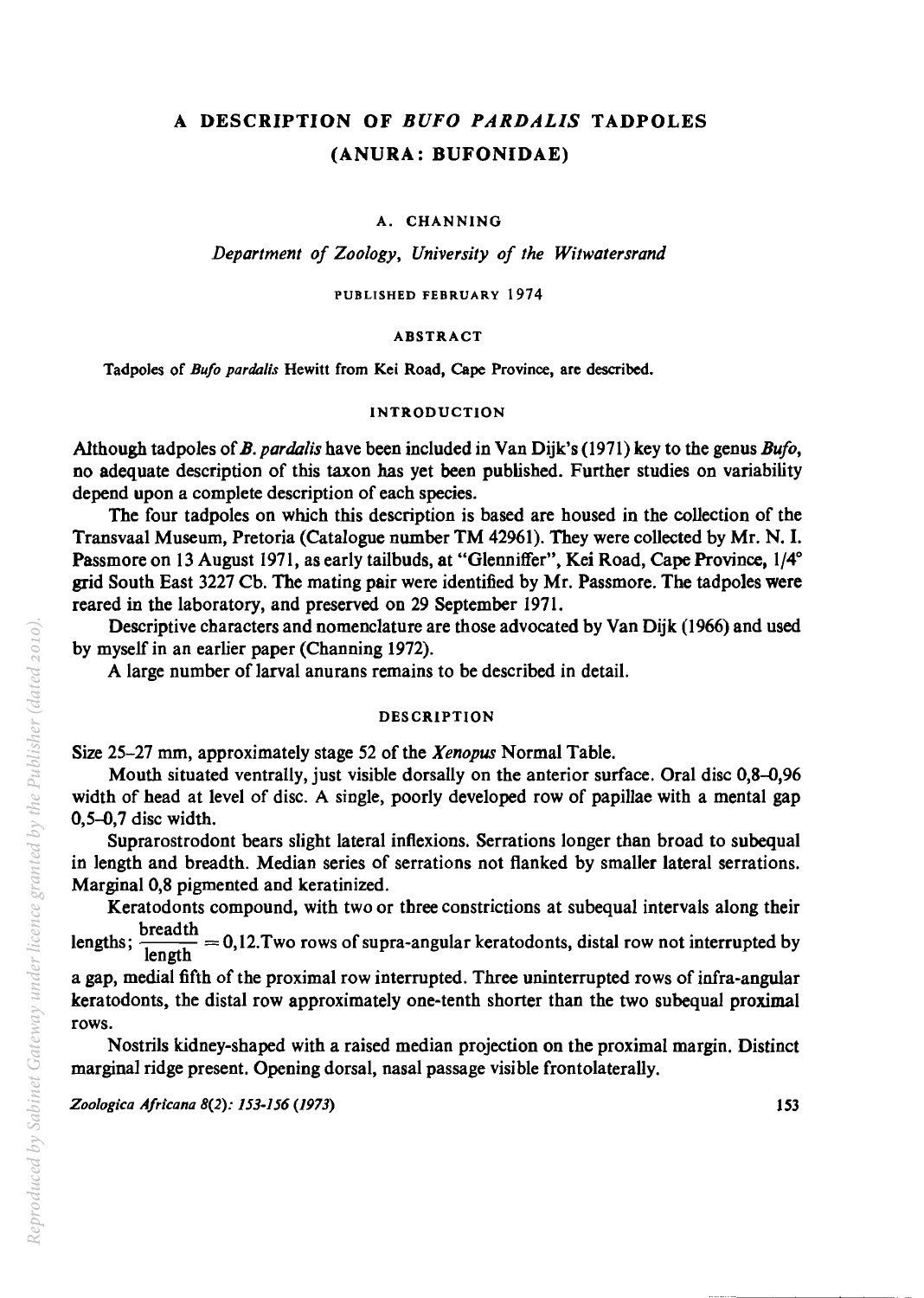# A DESCRIPTION OF *BUFO PARDALIS* TADPOLES (ANURA: BUFONIDAE)

A. CHANNING

*Department of Zoology, University of the Witwatersrand*

PUBLISHED FEBRUARY 1974

## ABSTRACT

Tadpoles of *Bufo pardalis* Hewitt from Kei Road, Cape Province, are described.

## INTRODUCTION

Although tadpoles of *B. pardalis* have been included in Van Dijk's (1971) key to the genus *Bufo*, no adequate description of this taxon has yet been published. Further studies on variability depend upon a complete description of each species.

The four tadpoles on which this description is based are housed in the collection of the Transvaal Museum, Pretoria (Catalogue number TM 42961). They were collected by Mr. N. I. Passmore on 13 August 1971, as early tailbuds, at "Glenniffer", Kei Road, Cape Province, 1/4° grid South East 3227 Cb. The mating pair were identified by Mr. Passmore. The tadpoles were reared in the laboratory, and preserved on 29 September 1971.

Descriptive characters and nomenclature are those advocated by Van Dijk (1966) and used by myself in an earlier paper (Channing 1972).

A large number of larval anurans remains to be described in detail.

## DESCRIPTION

Size 25–27 mm, approximately stage 52 of the *Xenopus* Normal Table.

Mouth situated ventrally, just visible dorsally on the anterior surface. Oral disc 0,8–0,96 width of head at level of disc. A single, poorly developed row of papillae with a mental gap 0,5–0,7 disc width.

Suprarostrodont bears slight lateral inflexions. Serrations longer than broad to subequal in length and breadth. Median series of serrations not flanked by smaller lateral serrations. Marginal 0,8 pigmented and keratinized.

Keratodonts compound, with two or three constrictions at subequal intervals along their lengths; $\frac{\text{breadth}}{\text{length}} = 0{,}12$. Two rows of supra-angular keratodonts, distal row not interrupted by a gap, medial fifth of the proximal row interrupted. Three uninterrupted rows of infra-angular keratodonts, the distal row approximately one-tenth shorter than the two subequal proximal rows.

Nostrils kidney-shaped with a raised median projection on the proximal margin. Distinct marginal ridge present. Opening dorsal, nasal passage visible frontolaterally.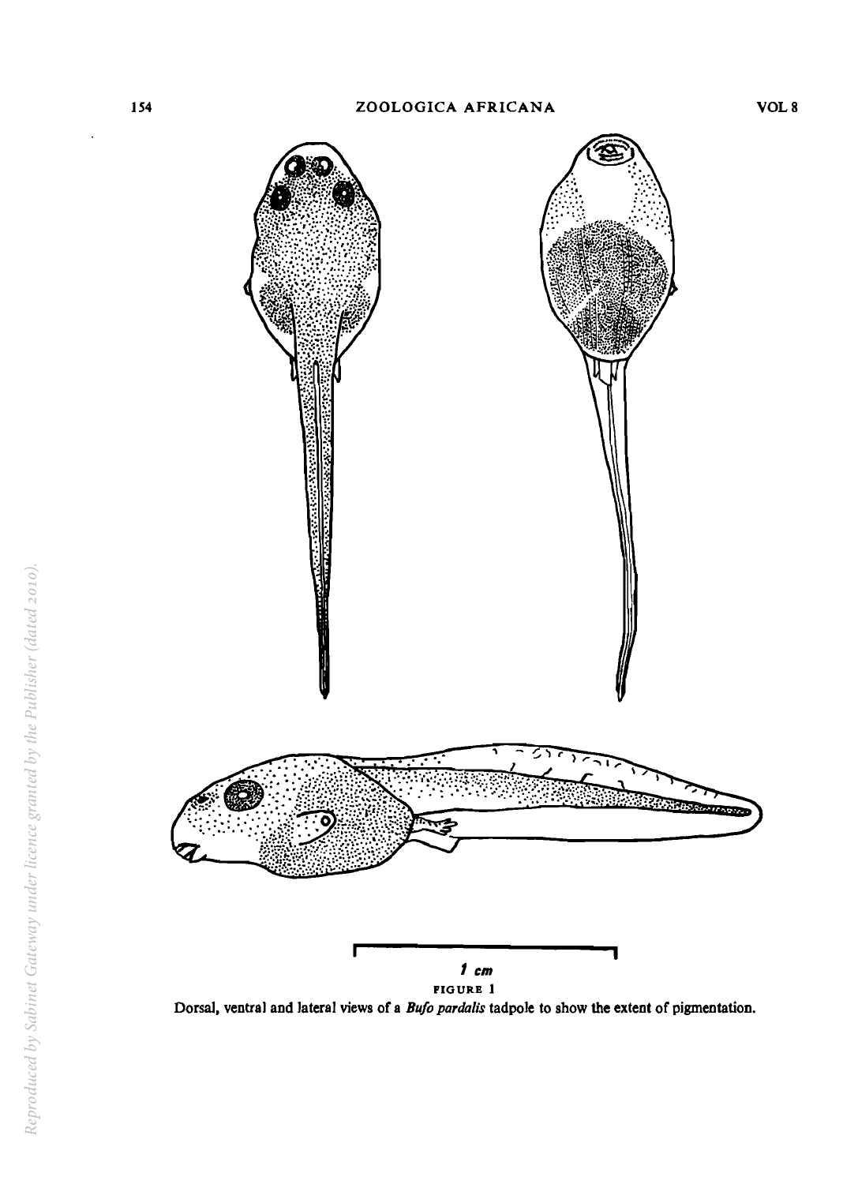1 cm

FIGURE 1

Dorsal, ventral and lateral views of a *Bufo pardalis* tadpole to show the extent of pigmentation.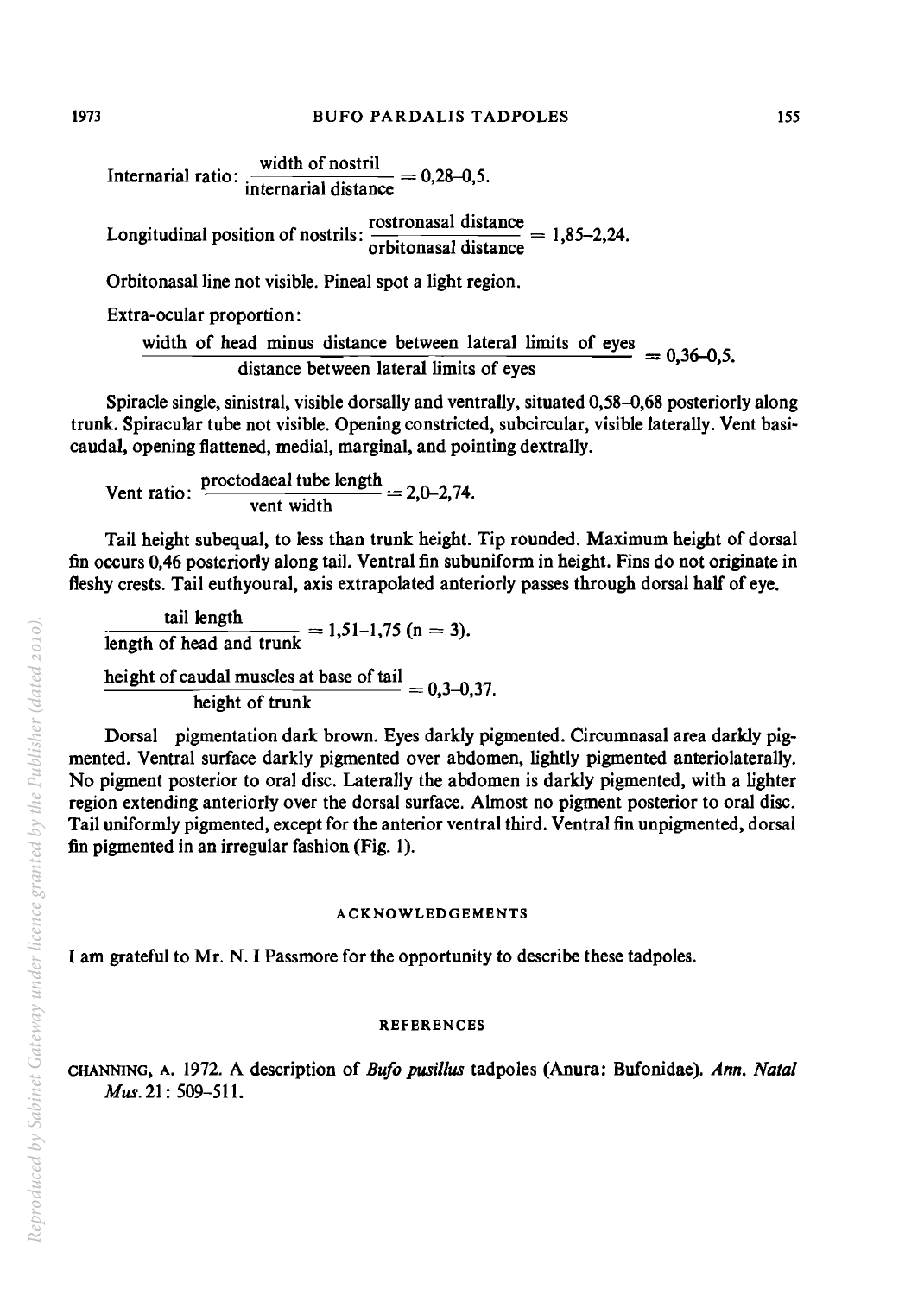Internarial ratio: $\frac{\text{width of nostril}}{\text{internarial distance}} = 0{,}28\text{–}0{,}5$.

Longitudinal position of nostrils: $\frac{\text{rostronasal distance}}{\text{orbitonasal distance}} = 1{,}85\text{–}2{,}24$.

Orbitonasal line not visible. Pineal spot a light region.

Extra-ocular proportion:

$$\frac{\text{width of head minus distance between lateral limits of eyes}}{\text{distance between lateral limits of eyes}} = 0{,}36\text{–}0{,}5.$$

Spiracle single, sinistral, visible dorsally and ventrally, situated 0,58–0,68 posteriorly along trunk. Spiracular tube not visible. Opening constricted, subcircular, visible laterally. Vent basicaudal, opening flattened, medial, marginal, and pointing dextrally.

Vent ratio: $\frac{\text{proctodaeal tube length}}{\text{vent width}} = 2{,}0\text{–}2{,}74$.

Tail height subequal, to less than trunk height. Tip rounded. Maximum height of dorsal fin occurs 0,46 posteriorly along tail. Ventral fin subuniform in height. Fins do not originate in fleshy crests. Tail euthyoural, axis extrapolated anteriorly passes through dorsal half of eye.

$$\frac{\text{tail length}}{\text{length of head and trunk}} = 1{,}51\text{–}1{,}75\ (n = 3).$$

$$\frac{\text{height of caudal muscles at base of tail}}{\text{height of trunk}} = 0{,}3\text{–}0{,}37.$$

Dorsal pigmentation dark brown. Eyes darkly pigmented. Circumnasal area darkly pigmented. Ventral surface darkly pigmented over abdomen, lightly pigmented anteriolaterally. No pigment posterior to oral disc. Laterally the abdomen is darkly pigmented, with a lighter region extending anteriorly over the dorsal surface. Almost no pigment posterior to oral disc. Tail uniformly pigmented, except for the anterior ventral third. Ventral fin unpigmented, dorsal fin pigmented in an irregular fashion (Fig. 1).

## ACKNOWLEDGEMENTS

I am grateful to Mr. N. I Passmore for the opportunity to describe these tadpoles.

## REFERENCES

CHANNING, A. 1972. A description of *Bufo pusillus* tadpoles (Anura: Bufonidae). *Ann. Natal Mus.* 21: 509–511.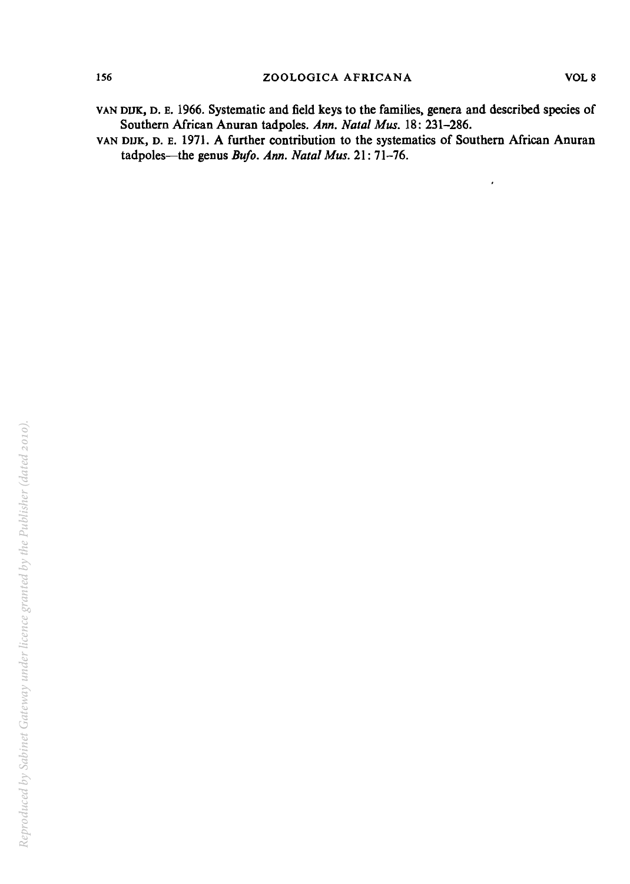VAN DIJK, D. E. 1966. Systematic and field keys to the families, genera and described species of Southern African Anuran tadpoles. *Ann. Natal Mus.* 18: 231–286.

VAN DIJK, D. E. 1971. A further contribution to the systematics of Southern African Anuran tadpoles—the genus *Bufo*. *Ann. Natal Mus.* 21: 71–76.